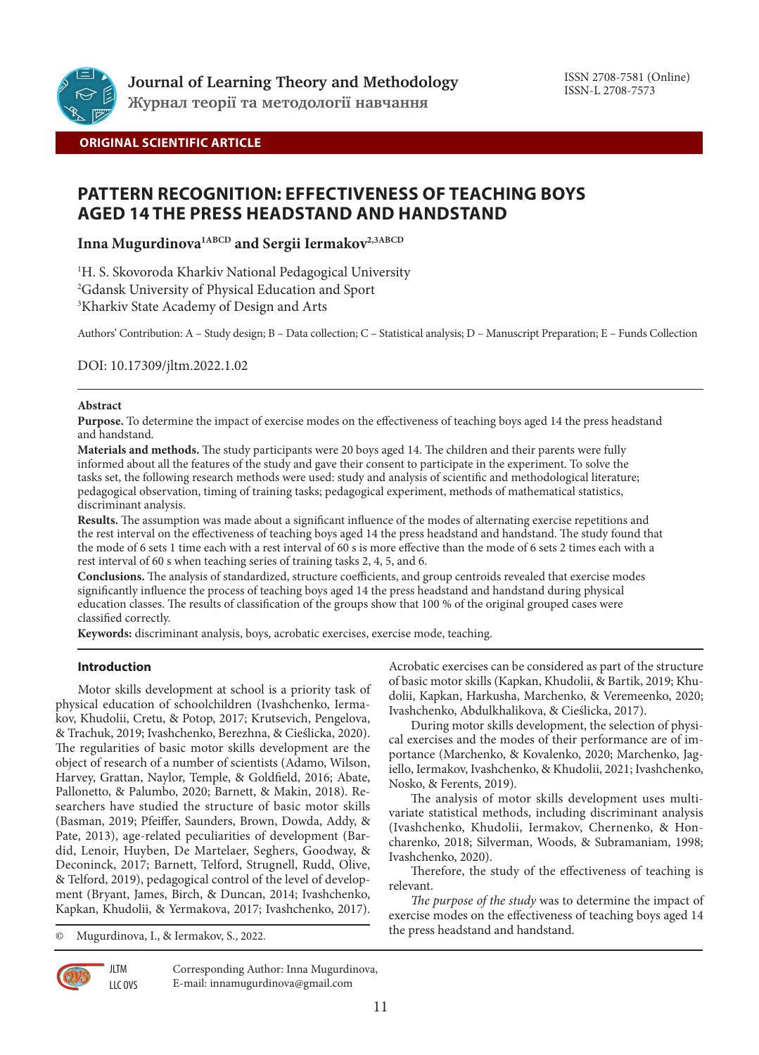Journal of Learning Theory and Methodology
Журнал теорії та методології навчання

ISSN 2708-7581 (Online)
ISSN-L 2708-7573

**ORIGINAL SCIENTIFIC ARTICLE**

# PATTERN RECOGNITION: EFFECTIVENESS OF TEACHING BOYS AGED 14 THE PRESS HEADSTAND AND HANDSTAND

**Inna Mugurdinova[1ABCD] and Sergii Iermakov[2,3ABCD]**

[1]H. S. Skovoroda Kharkiv National Pedagogical University
[2]Gdansk University of Physical Education and Sport
[3]Kharkiv State Academy of Design and Arts

Authors' Contribution: A – Study design; B – Data collection; C – Statistical analysis; D – Manuscript Preparation; E – Funds Collection

DOI: 10.17309/jltm.2022.1.02

### Abstract

**Purpose.** To determine the impact of exercise modes on the effectiveness of teaching boys aged 14 the press headstand and handstand.

**Materials and methods.** The study participants were 20 boys aged 14. The children and their parents were fully informed about all the features of the study and gave their consent to participate in the experiment. To solve the tasks set, the following research methods were used: study and analysis of scientific and methodological literature; pedagogical observation, timing of training tasks; pedagogical experiment, methods of mathematical statistics, discriminant analysis.

**Results.** The assumption was made about a significant influence of the modes of alternating exercise repetitions and the rest interval on the effectiveness of teaching boys aged 14 the press headstand and handstand. The study found that the mode of 6 sets 1 time each with a rest interval of 60 s is more effective than the mode of 6 sets 2 times each with a rest interval of 60 s when teaching series of training tasks 2, 4, 5, and 6.

**Conclusions.** The analysis of standardized, structure coefficients, and group centroids revealed that exercise modes significantly influence the process of teaching boys aged 14 the press headstand and handstand during physical education classes. The results of classification of the groups show that 100 % of the original grouped cases were classified correctly.

**Keywords:** discriminant analysis, boys, acrobatic exercises, exercise mode, teaching.

## Introduction

Motor skills development at school is a priority task of physical education of schoolchildren (Ivashchenko, Iermakov, Khudolii, Cretu, & Potop, 2017; Krutsevich, Pengelova, & Trachuk, 2019; Ivashchenko, Berezhna, & Cieślicka, 2020). The regularities of basic motor skills development are the object of research of a number of scientists (Adamo, Wilson, Harvey, Grattan, Naylor, Temple, & Goldfield, 2016; Abate, Pallonetto, & Palumbo, 2020; Barnett, & Makin, 2018). Researchers have studied the structure of basic motor skills (Basman, 2019; Pfeiffer, Saunders, Brown, Dowda, Addy, & Pate, 2013), age-related peculiarities of development (Bardid, Lenoir, Huyben, De Martelaer, Seghers, Goodway, & Deconinck, 2017; Barnett, Telford, Strugnell, Rudd, Olive, & Telford, 2019), pedagogical control of the level of development (Bryant, James, Birch, & Duncan, 2014; Ivashchenko, Kapkan, Khudolii, & Yermakova, 2017; Ivashchenko, 2017). Acrobatic exercises can be considered as part of the structure of basic motor skills (Kapkan, Khudolii, & Bartik, 2019; Khudolii, Kapkan, Harkusha, Marchenko, & Veremeenko, 2020; Ivashchenko, Abdulkhalikova, & Cieślicka, 2017).

During motor skills development, the selection of physical exercises and the modes of their performance are of importance (Marchenko, & Kovalenko, 2020; Marchenko, Jagiello, Iermakov, Ivashchenko, & Khudolii, 2021; Ivashchenko, Nosko, & Ferents, 2019).

The analysis of motor skills development uses multivariate statistical methods, including discriminant analysis (Ivashchenko, Khudolii, Iermakov, Chernenko, & Honcharenko, 2018; Silverman, Woods, & Subramaniam, 1998; Ivashchenko, 2020).

Therefore, the study of the effectiveness of teaching is relevant.

*The purpose of the study* was to determine the impact of exercise modes on the effectiveness of teaching boys aged 14 the press headstand and handstand.

© Mugurdinova, I., & Iermakov, S., 2022.

JLTM LLC OVS

Corresponding Author: Inna Mugurdinova, E-mail: innamugurdinova@gmail.com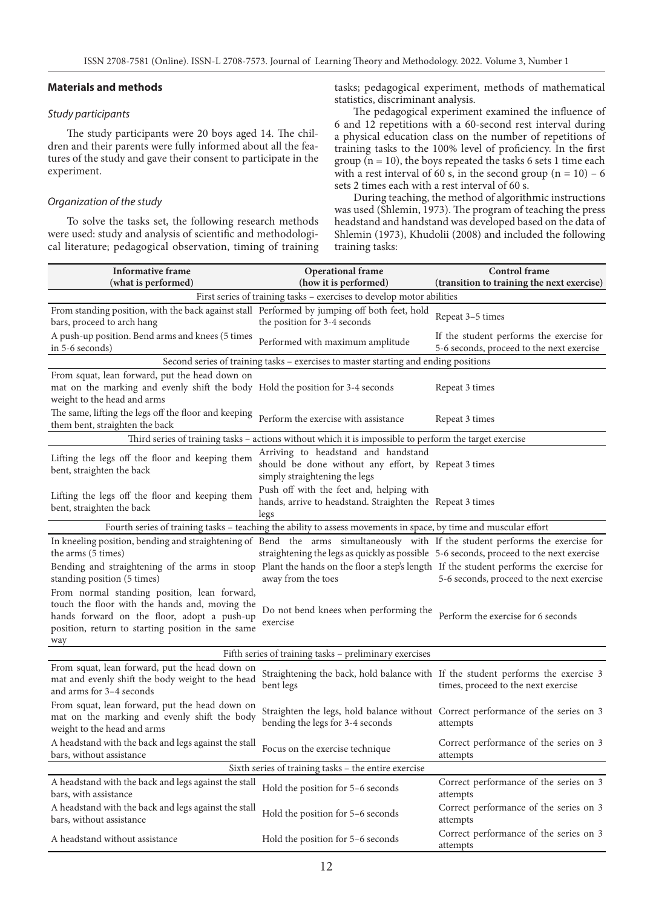## Materials and methods

### *Study participants*

The study participants were 20 boys aged 14. The children and their parents were fully informed about all the features of the study and gave their consent to participate in the experiment.

### *Organization of the study*

To solve the tasks set, the following research methods were used: study and analysis of scientific and methodological literature; pedagogical observation, timing of training tasks; pedagogical experiment, methods of mathematical statistics, discriminant analysis.

The pedagogical experiment examined the influence of 6 and 12 repetitions with a 60-second rest interval during a physical education class on the number of repetitions of training tasks to the 100% level of proficiency. In the first group (n = 10), the boys repeated the tasks 6 sets 1 time each with a rest interval of 60 s, in the second group (n = 10) – 6 sets 2 times each with a rest interval of 60 s.

During teaching, the method of algorithmic instructions was used (Shlemin, 1973). The program of teaching the press headstand and handstand was developed based on the data of Shlemin (1973), Khudolii (2008) and included the following training tasks:

| Informative frame (what is performed) | Operational frame (how it is performed) | Control frame (transition to training the next exercise) |
|---|---|---|
| **First series of training tasks – exercises to develop motor abilities** | | |
| From standing position, with the back against stall bars, proceed to arch hang | Performed by jumping off both feet, hold the position for 3-4 seconds | Repeat 3–5 times |
| A push-up position. Bend arms and knees (5 times in 5-6 seconds) | Performed with maximum amplitude | If the student performs the exercise for 5-6 seconds, proceed to the next exercise |
| **Second series of training tasks – exercises to master starting and ending positions** | | |
| From squat, lean forward, put the head down on mat on the marking and evenly shift the body weight to the head and arms | Hold the position for 3-4 seconds | Repeat 3 times |
| The same, lifting the legs off the floor and keeping them bent, straighten the back | Perform the exercise with assistance | Repeat 3 times |
| **Third series of training tasks – actions without which it is impossible to perform the target exercise** | | |
| Lifting the legs off the floor and keeping them bent, straighten the back | Arriving to headstand and handstand should be done without any effort, by simply straightening the legs | Repeat 3 times |
| Lifting the legs off the floor and keeping them bent, straighten the back | Push off with the feet and, helping with hands, arrive to headstand. Straighten the legs | Repeat 3 times |
| **Fourth series of training tasks – teaching the ability to assess movements in space, by time and muscular effort** | | |
| In kneeling position, bending and straightening of the arms (5 times) | Bend the arms simultaneously with straightening the legs as quickly as possible | If the student performs the exercise for 5-6 seconds, proceed to the next exercise |
| Bending and straightening of the arms in stoop standing position (5 times) | Plant the hands on the floor a step's length away from the toes | If the student performs the exercise for 5-6 seconds, proceed to the next exercise |
| From normal standing position, lean forward, touch the floor with the hands and, moving the hands forward on the floor, adopt a push-up position, return to starting position in the same way | Do not bend knees when performing the exercise | Perform the exercise for 6 seconds |
| **Fifth series of training tasks – preliminary exercises** | | |
| From squat, lean forward, put the head down on mat and evenly shift the body weight to the head and arms for 3–4 seconds | Straightening the back, hold balance with bent legs | If the student performs the exercise 3 times, proceed to the next exercise |
| From squat, lean forward, put the head down on mat on the marking and evenly shift the body weight to the head and arms | Straighten the legs, hold balance without bending the legs for 3-4 seconds | Correct performance of the series on 3 attempts |
| A headstand with the back and legs against the stall bars, without assistance | Focus on the exercise technique | Correct performance of the series on 3 attempts |
| **Sixth series of training tasks – the entire exercise** | | |
| A headstand with the back and legs against the stall bars, with assistance | Hold the position for 5–6 seconds | Correct performance of the series on 3 attempts |
| A headstand with the back and legs against the stall bars, without assistance | Hold the position for 5–6 seconds | Correct performance of the series on 3 attempts |
| A headstand without assistance | Hold the position for 5–6 seconds | Correct performance of the series on 3 attempts |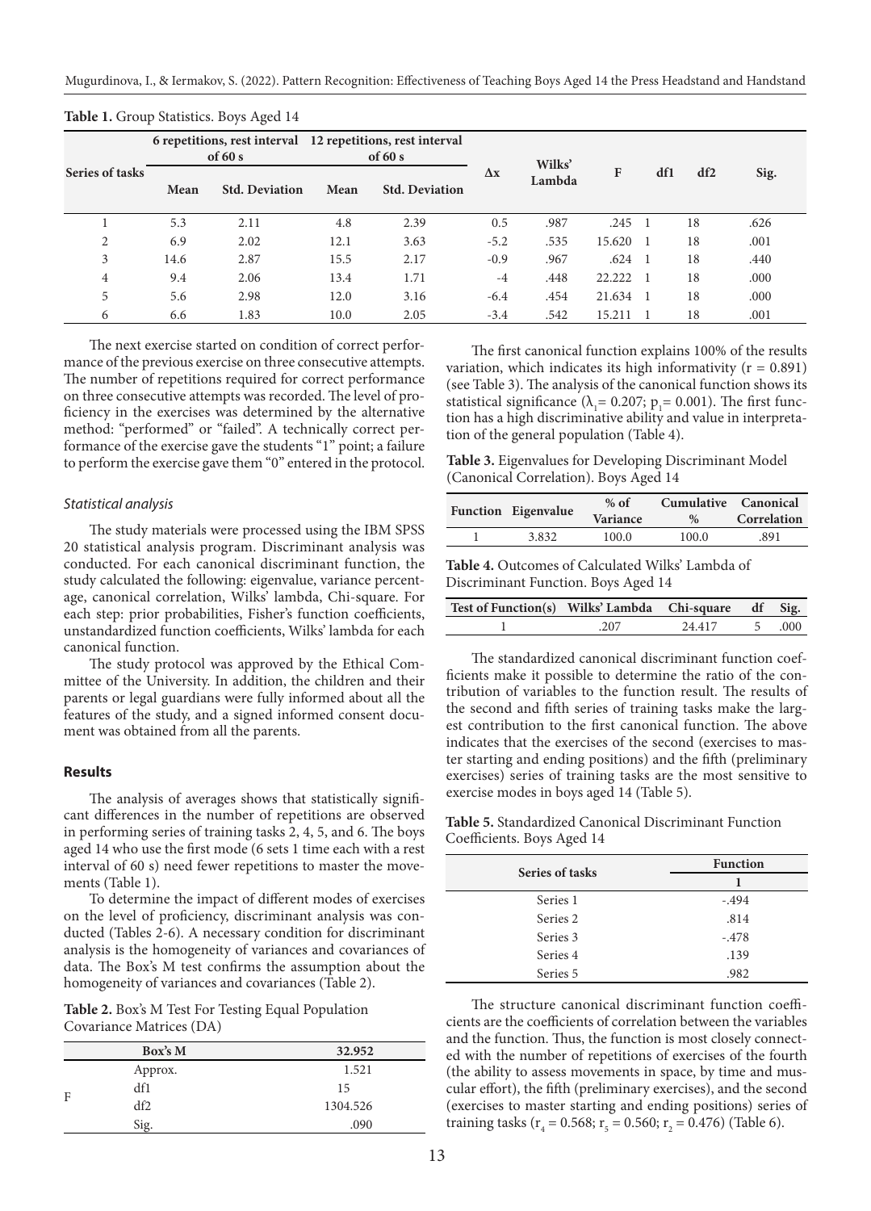**Table 1.** Group Statistics. Boys Aged 14

| Series of tasks | 6 repetitions, rest interval of 60 s | | 12 repetitions, rest interval of 60 s | | Δx | Wilks' Lambda | F | df1 | df2 | Sig. |
|---|---|---|---|---|---|---|---|---|---|---|
| | Mean | Std. Deviation | Mean | Std. Deviation | | | | | | |
| 1 | 5.3 | 2.11 | 4.8 | 2.39 | 0.5 | .987 | .245 | 1 | 18 | .626 |
| 2 | 6.9 | 2.02 | 12.1 | 3.63 | -5.2 | .535 | 15.620 | 1 | 18 | .001 |
| 3 | 14.6 | 2.87 | 15.5 | 2.17 | -0.9 | .967 | .624 | 1 | 18 | .440 |
| 4 | 9.4 | 2.06 | 13.4 | 1.71 | -4 | .448 | 22.222 | 1 | 18 | .000 |
| 5 | 5.6 | 2.98 | 12.0 | 3.16 | -6.4 | .454 | 21.634 | 1 | 18 | .000 |
| 6 | 6.6 | 1.83 | 10.0 | 2.05 | -3.4 | .542 | 15.211 | 1 | 18 | .001 |

The next exercise started on condition of correct performance of the previous exercise on three consecutive attempts. The number of repetitions required for correct performance on three consecutive attempts was recorded. The level of proficiency in the exercises was determined by the alternative method: "performed" or "failed". A technically correct performance of the exercise gave the students "1" point; a failure to perform the exercise gave them "0" entered in the protocol.

### *Statistical analysis*

The study materials were processed using the IBM SPSS 20 statistical analysis program. Discriminant analysis was conducted. For each canonical discriminant function, the study calculated the following: eigenvalue, variance percentage, canonical correlation, Wilks' lambda, Chi-square. For each step: prior probabilities, Fisher's function coefficients, unstandardized function coefficients, Wilks' lambda for each canonical function.

The study protocol was approved by the Ethical Committee of the University. In addition, the children and their parents or legal guardians were fully informed about all the features of the study, and a signed informed consent document was obtained from all the parents.

## Results

The analysis of averages shows that statistically significant differences in the number of repetitions are observed in performing series of training tasks 2, 4, 5, and 6. The boys aged 14 who use the first mode (6 sets 1 time each with a rest interval of 60 s) need fewer repetitions to master the movements (Table 1).

To determine the impact of different modes of exercises on the level of proficiency, discriminant analysis was conducted (Tables 2-6). A necessary condition for discriminant analysis is the homogeneity of variances and covariances of data. The Box's M test confirms the assumption about the homogeneity of variances and covariances (Table 2).

**Table 2.** Box's M Test For Testing Equal Population Covariance Matrices (DA)

| | Box's M | 32.952 |
|---|---|---|
| F | Approx. | 1.521 |
| | df1 | 15 |
| | df2 | 1304.526 |
| | Sig. | .090 |

The first canonical function explains 100% of the results variation, which indicates its high informativity ($r = 0.891$) (see Table 3). The analysis of the canonical function shows its statistical significance ($\lambda_1 = 0.207$; $p_1 = 0.001$). The first function has a high discriminative ability and value in interpretation of the general population (Table 4).

**Table 3.** Eigenvalues for Developing Discriminant Model (Canonical Correlation). Boys Aged 14

| Function | Eigenvalue | % of Variance | Cumulative % | Canonical Correlation |
|---|---|---|---|---|
| 1 | 3.832 | 100.0 | 100.0 | .891 |

**Table 4.** Outcomes of Calculated Wilks' Lambda of Discriminant Function. Boys Aged 14

| Test of Function(s) | Wilks' Lambda | Chi-square | df | Sig. |
|---|---|---|---|---|
| 1 | .207 | 24.417 | 5 | .000 |

The standardized canonical discriminant function coefficients make it possible to determine the ratio of the contribution of variables to the function result. The results of the second and fifth series of training tasks make the largest contribution to the first canonical function. The above indicates that the exercises of the second (exercises to master starting and ending positions) and the fifth (preliminary exercises) series of training tasks are the most sensitive to exercise modes in boys aged 14 (Table 5).

**Table 5.** Standardized Canonical Discriminant Function Coefficients. Boys Aged 14

| Series of tasks | Function |
|---|---|
| | 1 |
| Series 1 | -.494 |
| Series 2 | .814 |
| Series 3 | -.478 |
| Series 4 | .139 |
| Series 5 | .982 |

The structure canonical discriminant function coefficients are the coefficients of correlation between the variables and the function. Thus, the function is most closely connected with the number of repetitions of exercises of the fourth (the ability to assess movements in space, by time and muscular effort), the fifth (preliminary exercises), and the second (exercises to master starting and ending positions) series of training tasks ($r_4 = 0.568$; $r_5 = 0.560$; $r_2 = 0.476$) (Table 6).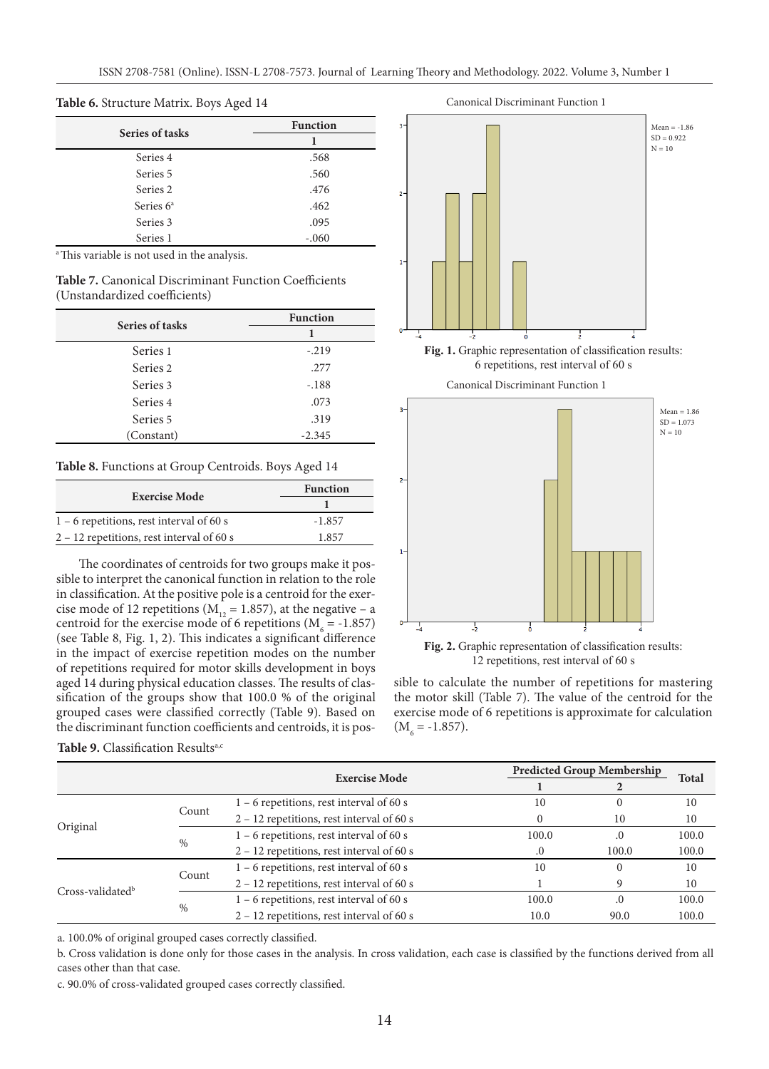**Table 6.** Structure Matrix. Boys Aged 14

| Series of tasks | Function |
|---|---|
| | 1 |
| Series 4 | .568 |
| Series 5 | .560 |
| Series 2 | .476 |
| Series 6[a] | .462 |
| Series 3 | .095 |
| Series 1 | -.060 |

[a] This variable is not used in the analysis.

**Table 7.** Canonical Discriminant Function Coefficients (Unstandardized coefficients)

| Series of tasks | Function |
|---|---|
| | 1 |
| Series 1 | -.219 |
| Series 2 | .277 |
| Series 3 | -.188 |
| Series 4 | .073 |
| Series 5 | .319 |
| (Constant) | -2.345 |

**Table 8.** Functions at Group Centroids. Boys Aged 14

| Exercise Mode | Function |
|---|---|
| | 1 |
| 1 – 6 repetitions, rest interval of 60 s | -1.857 |
| 2 – 12 repetitions, rest interval of 60 s | 1.857 |

The coordinates of centroids for two groups make it possible to interpret the canonical function in relation to the role in classification. At the positive pole is a centroid for the exercise mode of 12 repetitions ($M_{12}$ = 1.857), at the negative – a centroid for the exercise mode of 6 repetitions ($M_{6}$ = -1.857) (see Table 8, Fig. 1, 2). This indicates a significant difference in the impact of exercise repetition modes on the number of repetitions required for motor skills development in boys aged 14 during physical education classes. The results of classification of the groups show that 100.0 % of the original grouped cases were classified correctly (Table 9). Based on the discriminant function coefficients and centroids, it is possible to calculate the number of repetitions for mastering the motor skill (Table 7). The value of the centroid for the exercise mode of 6 repetitions is approximate for calculation ($M_{6}$ = -1.857).

Canonical Discriminant Function 1

Mean = -1.86
SD = 0.922
N = 10

**Fig. 1.** Graphic representation of classification results: 6 repetitions, rest interval of 60 s

Canonical Discriminant Function 1

Mean = 1.86
SD = 1.073
N = 10

**Fig. 2.** Graphic representation of classification results: 12 repetitions, rest interval of 60 s

**Table 9.** Classification Results[a,c]

| | | Exercise Mode | Predicted Group Membership | | Total |
|---|---|---|---|---|---|
| | | | 1 | 2 | |
| Original | Count | 1 – 6 repetitions, rest interval of 60 s | 10 | 0 | 10 |
| | | 2 – 12 repetitions, rest interval of 60 s | 0 | 10 | 10 |
| | % | 1 – 6 repetitions, rest interval of 60 s | 100.0 | .0 | 100.0 |
| | | 2 – 12 repetitions, rest interval of 60 s | .0 | 100.0 | 100.0 |
| Cross-validated[b] | Count | 1 – 6 repetitions, rest interval of 60 s | 10 | 0 | 10 |
| | | 2 – 12 repetitions, rest interval of 60 s | 1 | 9 | 10 |
| | % | 1 – 6 repetitions, rest interval of 60 s | 100.0 | .0 | 100.0 |
| | | 2 – 12 repetitions, rest interval of 60 s | 10.0 | 90.0 | 100.0 |

a. 100.0% of original grouped cases correctly classified.

b. Cross validation is done only for those cases in the analysis. In cross validation, each case is classified by the functions derived from all cases other than that case.

c. 90.0% of cross-validated grouped cases correctly classified.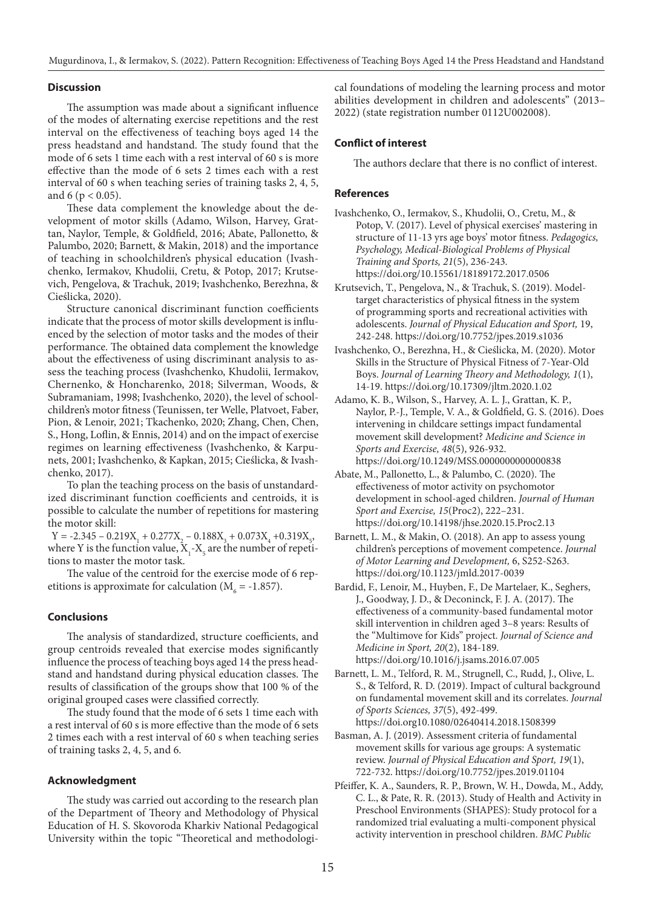## Discussion

The assumption was made about a significant influence of the modes of alternating exercise repetitions and the rest interval on the effectiveness of teaching boys aged 14 the press headstand and handstand. The study found that the mode of 6 sets 1 time each with a rest interval of 60 s is more effective than the mode of 6 sets 2 times each with a rest interval of 60 s when teaching series of training tasks 2, 4, 5, and 6 ($p < 0.05$).

These data complement the knowledge about the development of motor skills (Adamo, Wilson, Harvey, Grattan, Naylor, Temple, & Goldfield, 2016; Abate, Pallonetto, & Palumbo, 2020; Barnett, & Makin, 2018) and the importance of teaching in schoolchildren's physical education (Ivashchenko, Iermakov, Khudolii, Cretu, & Potop, 2017; Krutsevich, Pengelova, & Trachuk, 2019; Ivashchenko, Berezhna, & Cieślicka, 2020).

Structure canonical discriminant function coefficients indicate that the process of motor skills development is influenced by the selection of motor tasks and the modes of their performance. The obtained data complement the knowledge about the effectiveness of using discriminant analysis to assess the teaching process (Ivashchenko, Khudolii, Iermakov, Chernenko, & Honcharenko, 2018; Silverman, Woods, & Subramaniam, 1998; Ivashchenko, 2020), the level of schoolchildren's motor fitness (Teunissen, ter Welle, Platvoet, Faber, Pion, & Lenoir, 2021; Tkachenko, 2020; Zhang, Chen, Chen, S., Hong, Loflin, & Ennis, 2014) and on the impact of exercise regimes on learning effectiveness (Ivashchenko, & Karpunets, 2001; Ivashchenko, & Kapkan, 2015; Cieślicka, & Ivashchenko, 2017).

To plan the teaching process on the basis of unstandardized discriminant function coefficients and centroids, it is possible to calculate the number of repetitions for mastering the motor skill:

$$Y = -2.345 - 0.219X_1 + 0.277X_2 - 0.188X_3 + 0.073X_4 + 0.319X_5,$$

where Y is the function value, $X_1$-$X_5$ are the number of repetitions to master the motor task.

The value of the centroid for the exercise mode of 6 repetitions is approximate for calculation ($M_6 = -1.857$).

## Conclusions

The analysis of standardized, structure coefficients, and group centroids revealed that exercise modes significantly influence the process of teaching boys aged 14 the press headstand and handstand during physical education classes. The results of classification of the groups show that 100 % of the original grouped cases were classified correctly.

The study found that the mode of 6 sets 1 time each with a rest interval of 60 s is more effective than the mode of 6 sets 2 times each with a rest interval of 60 s when teaching series of training tasks 2, 4, 5, and 6.

## Acknowledgment

The study was carried out according to the research plan of the Department of Theory and Methodology of Physical Education of H. S. Skovoroda Kharkiv National Pedagogical University within the topic "Theoretical and methodological foundations of modeling the learning process and motor abilities development in children and adolescents" (2013–2022) (state registration number 0112U002008).

## Conflict of interest

The authors declare that there is no conflict of interest.

## References

Ivashchenko, O., Iermakov, S., Khudolii, O., Cretu, M., & Potop, V. (2017). Level of physical exercises' mastering in structure of 11-13 yrs age boys' motor fitness. *Pedagogics, Psychology, Medical-Biological Problems of Physical Training and Sports, 21*(5), 236-243. https://doi.org/10.15561/18189172.2017.0506

Krutsevich, T., Pengelova, N., & Trachuk, S. (2019). Model-target characteristics of physical fitness in the system of programming sports and recreational activities with adolescents. *Journal of Physical Education and Sport,* 19, 242-248. https://doi.org/10.7752/jpes.2019.s1036

Ivashchenko, O., Berezhna, H., & Cieślicka, M. (2020). Motor Skills in the Structure of Physical Fitness of 7-Year-Old Boys. *Journal of Learning Theory and Methodology, 1*(1), 14-19. https://doi.org/10.17309/jltm.2020.1.02

Adamo, K. B., Wilson, S., Harvey, A. L. J., Grattan, K. P., Naylor, P.-J., Temple, V. A., & Goldfield, G. S. (2016). Does intervening in childcare settings impact fundamental movement skill development? *Medicine and Science in Sports and Exercise, 48*(5), 926-932. https://doi.org/10.1249/MSS.0000000000000838

Abate, M., Pallonetto, L., & Palumbo, C. (2020). The effectiveness of motor activity on psychomotor development in school-aged children. *Journal of Human Sport and Exercise, 15*(Proc2), 222–231. https://doi.org/10.14198/jhse.2020.15.Proc2.13

Barnett, L. M., & Makin, O. (2018). An app to assess young children's perceptions of movement competence. *Journal of Motor Learning and Development,* 6, S252-S263. https://doi.org/10.1123/jmld.2017-0039

Bardid, F., Lenoir, M., Huyben, F., De Martelaer, K., Seghers, J., Goodway, J. D., & Deconinck, F. J. A. (2017). The effectiveness of a community-based fundamental motor skill intervention in children aged 3–8 years: Results of the "Multimove for Kids" project. *Journal of Science and Medicine in Sport, 20*(2), 184-189. https://doi.org/10.1016/j.jsams.2016.07.005

Barnett, L. M., Telford, R. M., Strugnell, C., Rudd, J., Olive, L. S., & Telford, R. D. (2019). Impact of cultural background on fundamental movement skill and its correlates. *Journal of Sports Sciences, 37*(5), 492-499. https://doi.org10.1080/02640414.2018.1508399

Basman, A. J. (2019). Assessment criteria of fundamental movement skills for various age groups: A systematic review. *Journal of Physical Education and Sport, 19*(1), 722-732. https://doi.org/10.7752/jpes.2019.01104

Pfeiffer, K. A., Saunders, R. P., Brown, W. H., Dowda, M., Addy, C. L., & Pate, R. R. (2013). Study of Health and Activity in Preschool Environments (SHAPES): Study protocol for a randomized trial evaluating a multi-component physical activity intervention in preschool children. *BMC Public*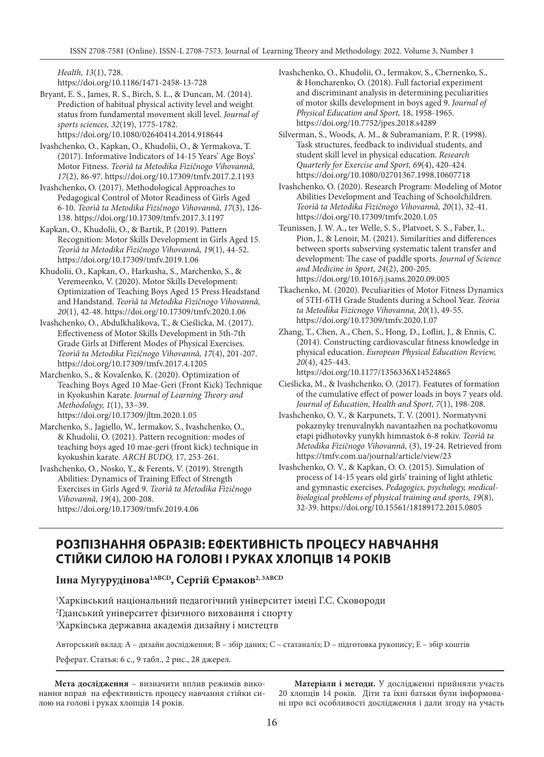*Health, 13*(1), 728. https://doi.org/10.1186/1471-2458-13-728

Bryant, E. S., James, R. S., Birch, S. L., & Duncan, M. (2014). Prediction of habitual physical activity level and weight status from fundamental movement skill level. *Journal of sports sciences, 32*(19), 1775-1782. https://doi.org/10.1080/02640414.2014.918644

Ivashchenko, O., Kapkan, O., Khudolii, O., & Yermakova, T. (2017). Informative Indicators of 14-15 Years' Age Boys' Motor Fitness. *Teorìâ ta Metodika Fìzičnogo Vihovannâ, 17*(2), 86-97. https://doi.org/10.17309/tmfv.2017.2.1193

Ivashchenko, O. (2017). Methodological Approaches to Pedagogical Control of Motor Readiness of Girls Aged 6-10. *Teorìâ ta Metodika Fìzičnogo Vihovannâ, 17*(3), 126-138. https://doi.org/10.17309/tmfv.2017.3.1197

Kapkan, O., Khudolii, O., & Bartik, P. (2019). Pattern Recognition: Motor Skills Development in Girls Aged 15. *Teorìâ ta Metodika Fìzičnogo Vihovannâ, 19*(1), 44-52. https://doi.org/10.17309/tmfv.2019.1.06

Khudolii, O., Kapkan, O., Harkusha, S., Marchenko, S., & Veremeenko, V. (2020). Motor Skills Development: Optimization of Teaching Boys Aged 15 Press Headstand and Handstand. *Teorìâ ta Metodika Fìzičnogo Vihovannâ, 20*(1), 42-48. https://doi.org/10.17309/tmfv.2020.1.06

Ivashchenko, O., Abdulkhalikova, T., & Cieślicka, M. (2017). Effectiveness of Motor Skills Development in 5th-7th Grade Girls at Different Modes of Physical Exercises. *Teorìâ ta Metodika Fìzičnogo Vihovannâ, 17*(4), 201-207. https://doi.org/10.17309/tmfv.2017.4.1205

Marchenko, S., & Kovalenko, K. (2020). Optimization of Teaching Boys Aged 10 Mae-Geri (Front Kick) Technique in Kyokushin Karate. *Journal of Learning Theory and Methodology, 1*(1), 33–39. https://doi.org/10.17309/jltm.2020.1.05

Marchenko, S., Jagiello, W., Iermakov, S., Ivashchenko, O., & Khudolii, O. (2021). Pattern recognition: modes of teaching boys aged 10 mae-geri (front kick) technique in kyokushin karate. *ARCH BUDO,* 17, 253-261.

Ivashchenko, O., Nosko, Y., & Ferents, V. (2019). Strength Abilities: Dynamics of Training Effect of Strength Exercises in Girls Aged 9. *Teorìâ ta Metodika Fìzičnogo Vihovannâ, 19*(4), 200-208. https://doi.org/10.17309/tmfv.2019.4.06

Ivashchenko, O., Khudolii, O., Iermakov, S., Chernenko, S., & Honcharenko, O. (2018). Full factorial experiment and discriminant analysis in determining peculiarities of motor skills development in boys aged 9. *Journal of Physical Education and Sport,* 18, 1958-1965. https://doi.org/10.7752/jpes.2018.s4289

Silverman, S., Woods, A. M., & Subramaniam, P. R. (1998). Task structures, feedback to individual students, and student skill level in physical education. *Research Quarterly for Exercise and Sport, 69*(4), 420-424. https://doi.org/10.1080/02701367.1998.10607718

Ivashchenko, O. (2020). Research Program: Modeling of Motor Abilities Development and Teaching of Schoolchildren. *Teorìâ ta Metodika Fìzičnogo Vihovannâ, 20*(1), 32-41. https://doi.org/10.17309/tmfv.2020.1.05

Teunissen, J. W. A., ter Welle, S. S., Platvoet, S. S., Faber, I., Pion, J., & Lenoir, M. (2021). Similarities and differences between sports subserving systematic talent transfer and development: The case of paddle sports. *Journal of Science and Medicine in Sport, 24*(2), 200-205. https://doi.org/10.1016/j.jsams.2020.09.005

Tkachenko, M. (2020). Peculiarities of Motor Fitness Dynamics of 5TH-6TH Grade Students during a School Year. *Teoria ta Metodika Fizicnogo Vihovanna, 20*(1), 49-55. https://doi.org/10.17309/tmfv.2020.1.07

Zhang, T., Chen, A., Chen, S., Hong, D., Loflin, J., & Ennis, C. (2014). Constructing cardiovascular fitness knowledge in physical education. *European Physical Education Review, 20*(4), 425-443. https://doi.org/10.1177/1356336X14524865

Cieślicka, M., & Ivashchenko, O. (2017). Features of formation of the cumulative effect of power loads in boys 7 years old. *Journal of Education, Health and Sport, 7*(1), 198-208.

Ivashchenko, O. V., & Karpunets, T. V. (2001). Normatyvni pokaznyky trenuvalnykh navantazhen na pochatkovomu etapi pidhotovky yunykh himnastok 6-8 rokiv. *Teorìâ ta Metodika Fìzičnogo Vihovannâ,* (3), 19-24. Retrieved from https://tmfv.com.ua/journal/article/view/23

Ivashchenko, O. V., & Kapkan, O. O. (2015). Simulation of process of 14-15 years old girls' training of light athletic and gymnastic exercises. *Pedagogics, psychology, medical-biological problems of physical training and sports, 19*(8), 32-39. https://doi.org/10.15561/18189172.2015.0805

## РОЗПІЗНАННЯ ОБРАЗІВ: ЕФЕКТИВНІСТЬ ПРОЦЕСУ НАВЧАННЯ СТІЙКИ СИЛОЮ НА ГОЛОВІ І РУКАХ ХЛОПЦІВ 14 РОКІВ

**Інна Мугурудінова[1ABCD], Сергій Єрмаков[2, 3ABCD]**

[1]Харківський національний педагогічний університет імені Г.С. Сковороди

[2]Гданський університет фізичного виховання і спорту

[3]Харківська державна академія дизайну і мистецтв

Авторський вклад: A – дизайн дослідження; B – збір даних; С – статаналіз; D – підготовка рукопису; E – збір коштів

Реферат. Стаття: 6 с., 9 табл., 2 рис., 28 джерел.

**Мета дослідження** – визначити вплив режимів виконання вправ на ефективність процесу навчання стійки силою на голові і руках хлопців 14 років.

**Матеріали і методи.** У дослідженні прийняли участь 20 хлопців 14 років. Діти та їхні батьки були інформовані про всі особливості дослідження і дали згоду на участь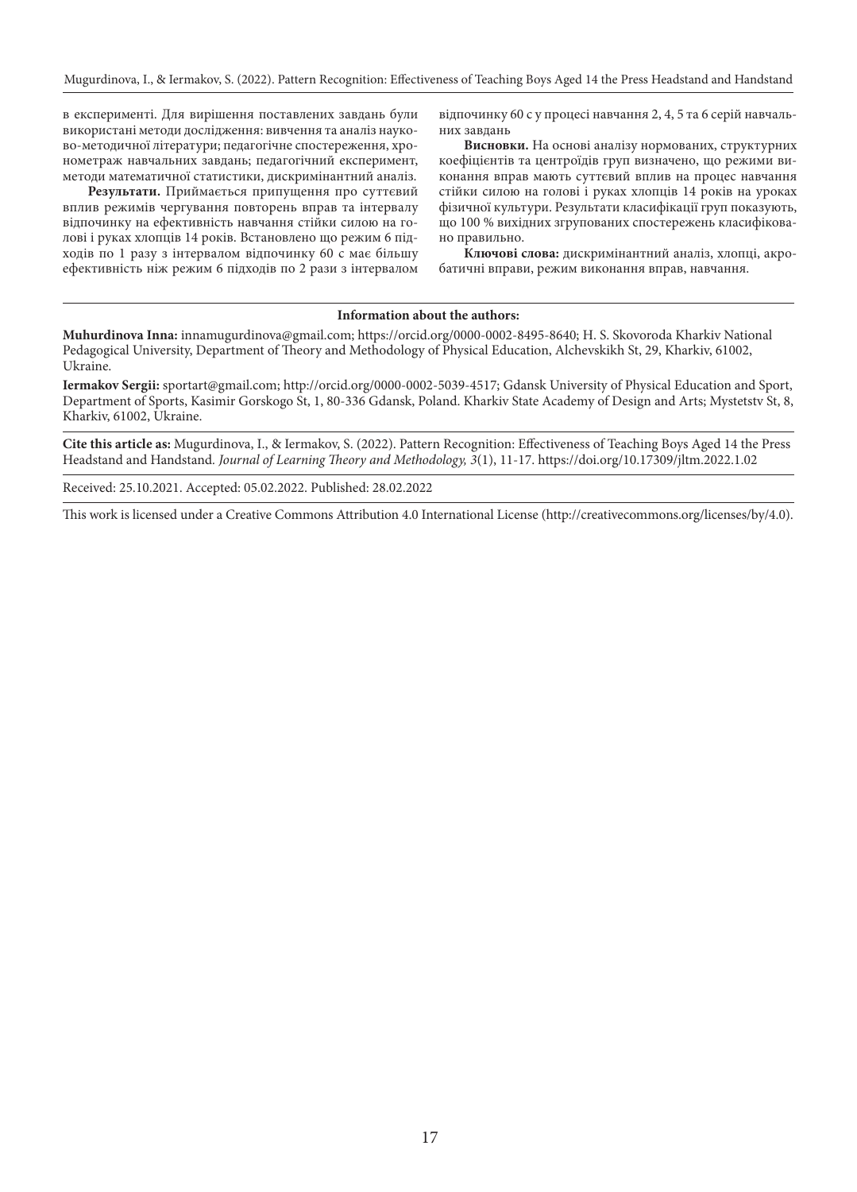в експерименті. Для вирішення поставлених завдань були використані методи дослідження: вивчення та аналіз науково-методичної літератури; педагогічне спостереження, хронометраж навчальних завдань; педагогічний експеримент, методи математичної статистики, дискримінантний аналіз.

**Результати.** Приймається припущення про суттєвий вплив режимів чергування повторень вправ та інтервалу відпочинку на ефективність навчання стійки силою на голові і руках хлопців 14 років. Встановлено що режим 6 підходів по 1 разу з інтервалом відпочинку 60 с має більшу ефективність ніж режим 6 підходів по 2 рази з інтервалом відпочинку 60 с у процесі навчання 2, 4, 5 та 6 серій навчальних завдань

**Висновки.** На основі аналізу нормованих, структурних коефіцієнтів та центроїдів груп визначено, що режими виконання вправ мають суттєвий вплив на процес навчання стійки силою на голові і руках хлопців 14 років на уроках фізичної культури. Результати класифікації груп показують, що 100 % вихідних згрупованих спостережень класифіковано правильно.

**Ключові слова:** дискримінантний аналіз, хлопці, акробатичні вправи, режим виконання вправ, навчання.

---

**Information about the authors:**

**Muhurdinova Inna:** innamugurdinova@gmail.com; https://orcid.org/0000-0002-8495-8640; H. S. Skovoroda Kharkiv National Pedagogical University, Department of Theory and Methodology of Physical Education, Alchevskikh St, 29, Kharkiv, 61002, Ukraine.

**Iermakov Sergii:** sportart@gmail.com; http://orcid.org/0000-0002-5039-4517; Gdansk University of Physical Education and Sport, Department of Sports, Kasimir Gorskogo St, 1, 80-336 Gdansk, Poland. Kharkiv State Academy of Design and Arts; Mystetstv St, 8, Kharkiv, 61002, Ukraine.

---

**Cite this article as:** Mugurdinova, I., & Iermakov, S. (2022). Pattern Recognition: Effectiveness of Teaching Boys Aged 14 the Press Headstand and Handstand. *Journal of Learning Theory and Methodology, 3*(1), 11-17. https://doi.org/10.17309/jltm.2022.1.02

---

Received: 25.10.2021. Accepted: 05.02.2022. Published: 28.02.2022

---

This work is licensed under a Creative Commons Attribution 4.0 International License (http://creativecommons.org/licenses/by/4.0).